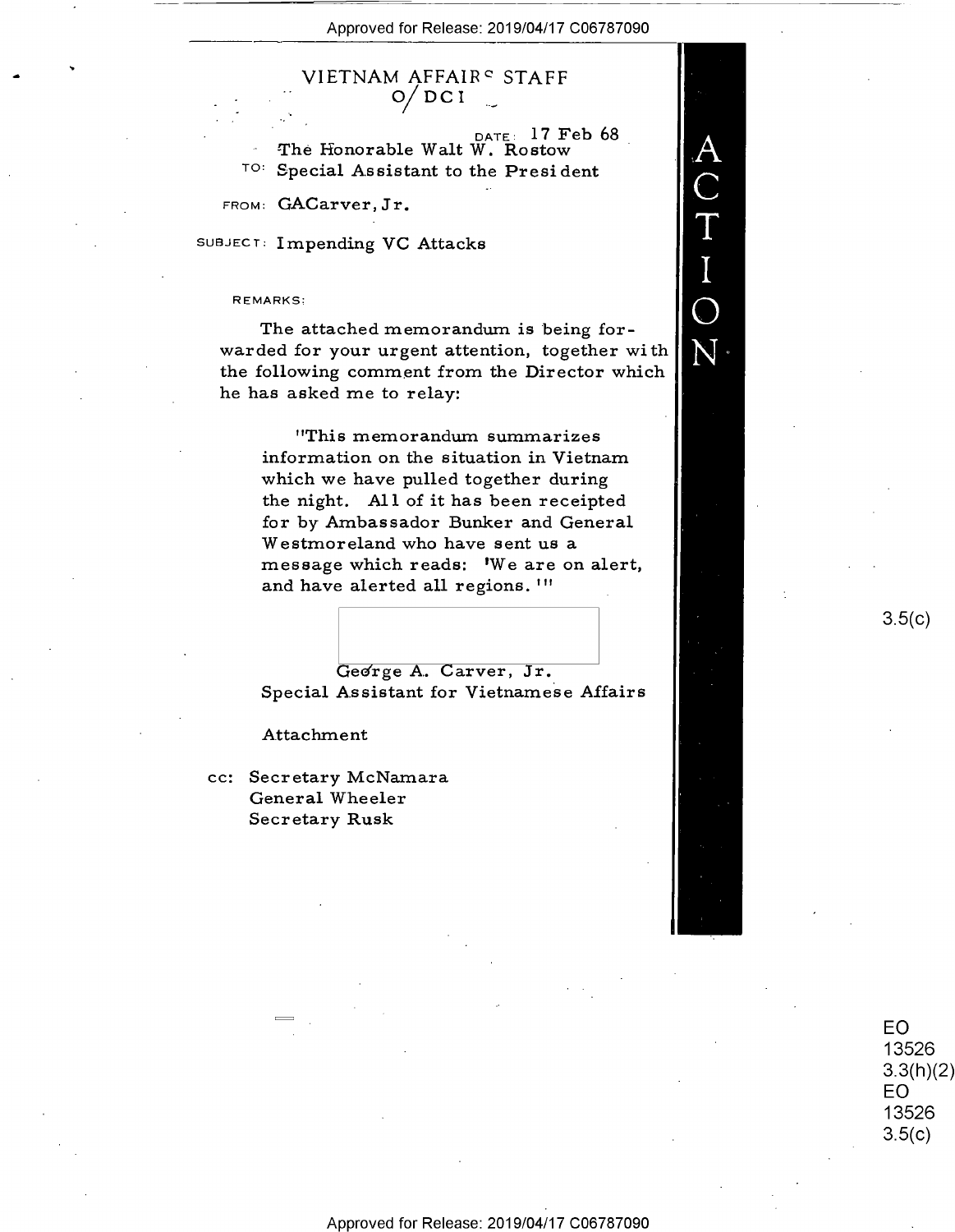# VIETNAM AFFAIRS STAFF
## O/DCI

DATE: 17 Feb 68

TO: The Honorable Walt W. Rostow
Special Assistant to the President

FROM: GACarver, Jr.

SUBJECT: Impending VC Attacks

REMARKS:

The attached memorandum is being forwarded for your urgent attention, together with the following comment from the Director which he has asked me to relay:

> "This memorandum summarizes information on the situation in Vietnam which we have pulled together during the night. All of it has been receipted for by Ambassador Bunker and General Westmoreland who have sent us a message which reads: 'We are on alert, and have alerted all regions.'"

George A. Carver, Jr.
Special Assistant for Vietnamese Affairs

Attachment

cc: Secretary McNamara
General Wheeler
Secretary Rusk

ACTION

3.5(c)

EO 13526 3.3(h)(2)
EO 13526 3.5(c)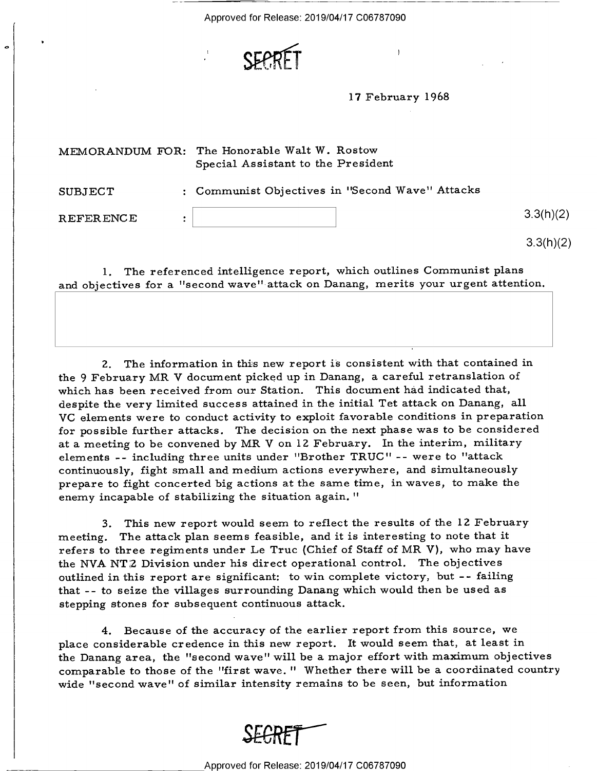SECRET

17 February 1968

MEMORANDUM FOR: The Honorable Walt W. Rostow
Special Assistant to the President

SUBJECT : Communist Objectives in "Second Wave" Attacks

REFERENCE : [redacted] 3.3(h)(2)

3.3(h)(2)

1. The referenced intelligence report, which outlines Communist plans and objectives for a "second wave" attack on Danang, merits your urgent attention.

[redacted]

2. The information in this new report is consistent with that contained in the 9 February MR V document picked up in Danang, a careful retranslation of which has been received from our Station. This document had indicated that, despite the very limited success attained in the initial Tet attack on Danang, all VC elements were to conduct activity to exploit favorable conditions in preparation for possible further attacks. The decision on the next phase was to be considered at a meeting to be convened by MR V on 12 February. In the interim, military elements -- including three units under "Brother TRUC" -- were to "attack continuously, fight small and medium actions everywhere, and simultaneously prepare to fight concerted big actions at the same time, in waves, to make the enemy incapable of stabilizing the situation again."

3. This new report would seem to reflect the results of the 12 February meeting. The attack plan seems feasible, and it is interesting to note that it refers to three regiments under Le Truc (Chief of Staff of MR V), who may have the NVA NT 2 Division under his direct operational control. The objectives outlined in this report are significant: to win complete victory, but -- failing that -- to seize the villages surrounding Danang which would then be used as stepping stones for subsequent continuous attack.

4. Because of the accuracy of the earlier report from this source, we place considerable credence in this new report. It would seem that, at least in the Danang area, the "second wave" will be a major effort with maximum objectives comparable to those of the "first wave." Whether there will be a coordinated country wide "second wave" of similar intensity remains to be seen, but information

SECRET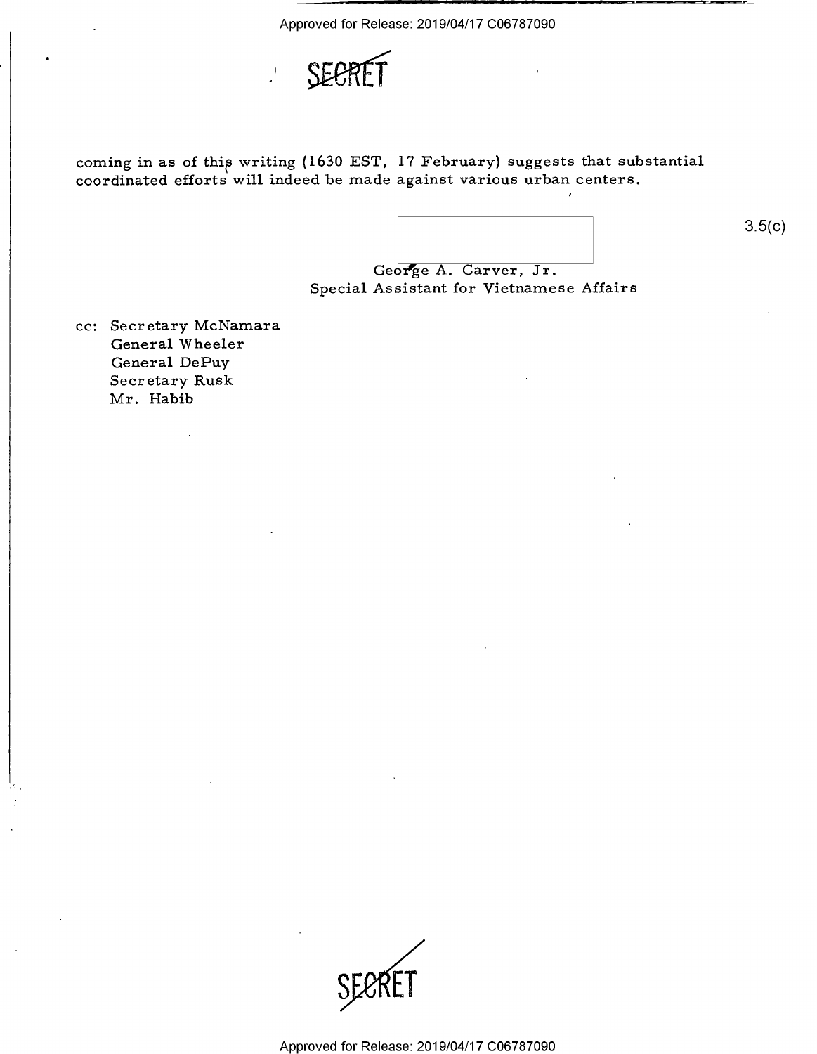SECRET

coming in as of this writing (1630 EST, 17 February) suggests that substantial coordinated efforts will indeed be made against various urban centers.

3.5(c)

George A. Carver, Jr.
Special Assistant for Vietnamese Affairs

cc: Secretary McNamara
General Wheeler
General DePuy
Secretary Rusk
Mr. Habib

SECRET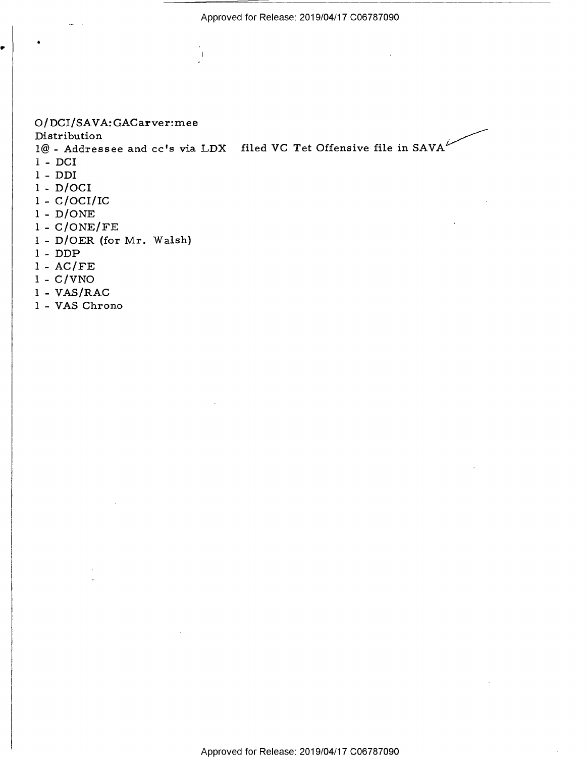O/DCI/SAVA:GACarver:mee

Distribution

1@ - Addressee and cc's via LDX   filed VC Tet Offensive file in SAVA

1 - DCI
1 - DDI
1 - D/OCI
1 - C/OCI/IC
1 - D/ONE
1 - C/ONE/FE
1 - D/OER (for Mr. Walsh)
1 - DDP
1 - AC/FE
1 - C/VNO
1 - VAS/RAC
1 - VAS Chrono